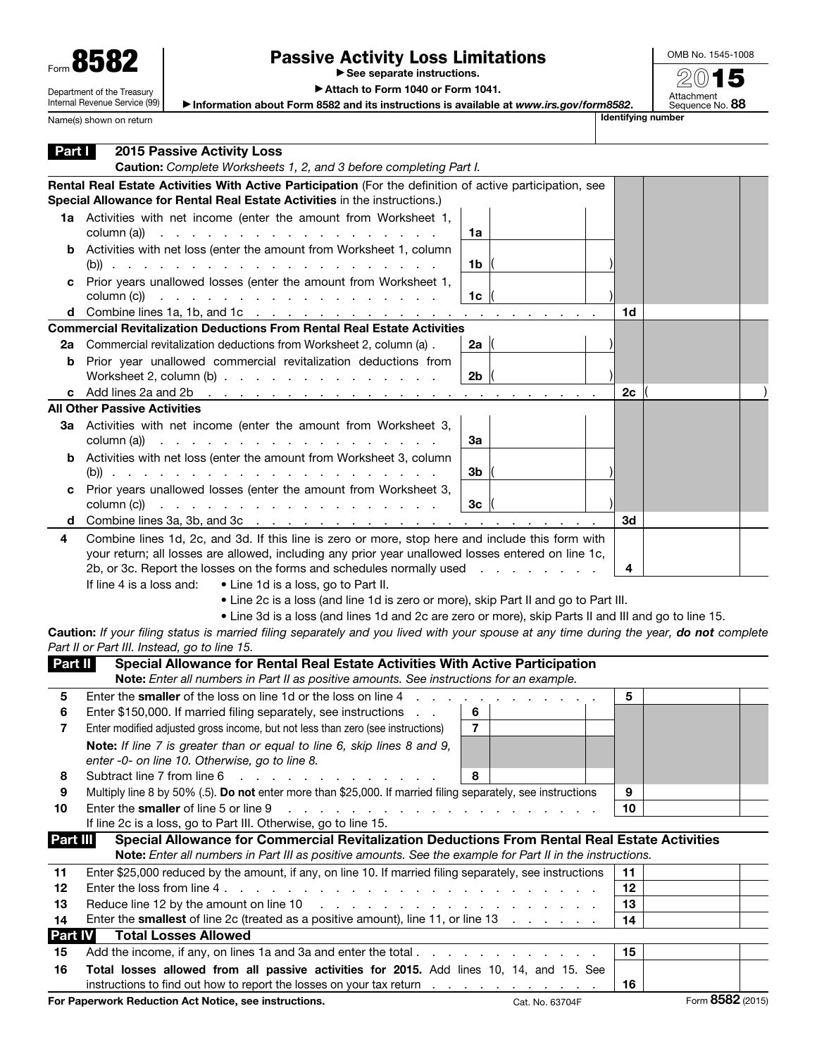Form **8582**

Department of the Treasury
Internal Revenue Service (99)

# Passive Activity Loss Limitations

▶ See separate instructions.

▶ Attach to Form 1040 or Form 1041.

▶ Information about Form 8582 and its instructions is available at *www.irs.gov/form8582*.

OMB No. 1545-1008

**2015**

Attachment Sequence No. **88**

Name(s) shown on return | **Identifying number**

## Part I — 2015 Passive Activity Loss

**Caution:** *Complete Worksheets 1, 2, and 3 before completing Part I.*

**Rental Real Estate Activities With Active Participation** (For the definition of active participation, see **Special Allowance for Rental Real Estate Activities** in the instructions.)

| | | | | | |
|---|---|---|---|---|---|
| **1a** | Activities with net income (enter the amount from Worksheet 1, column (a)) | 1a | | | |
| **b** | Activities with net loss (enter the amount from Worksheet 1, column (b)) | 1b | ( ) | | |
| **c** | Prior years unallowed losses (enter the amount from Worksheet 1, column (c)) | 1c | ( ) | | |
| **d** | Combine lines 1a, 1b, and 1c | | | 1d | |

**Commercial Revitalization Deductions From Rental Real Estate Activities**

| | | | | | |
|---|---|---|---|---|---|
| **2a** | Commercial revitalization deductions from Worksheet 2, column (a) | 2a | ( ) | | |
| **b** | Prior year unallowed commercial revitalization deductions from Worksheet 2, column (b) | 2b | ( ) | | |
| **c** | Add lines 2a and 2b | | | 2c | ( ) |

**All Other Passive Activities**

| | | | | | |
|---|---|---|---|---|---|
| **3a** | Activities with net income (enter the amount from Worksheet 3, column (a)) | 3a | | | |
| **b** | Activities with net loss (enter the amount from Worksheet 3, column (b)) | 3b | ( ) | | |
| **c** | Prior years unallowed losses (enter the amount from Worksheet 3, column (c)) | 3c | ( ) | | |
| **d** | Combine lines 3a, 3b, and 3c | | | 3d | |
| **4** | Combine lines 1d, 2c, and 3d. If this line is zero or more, stop here and include this form with your return; all losses are allowed, including any prior year unallowed losses entered on line 1c, 2b, or 3c. Report the losses on the forms and schedules normally used | | | 4 | |

If line 4 is a loss and:
- Line 1d is a loss, go to Part II.
- Line 2c is a loss (and line 1d is zero or more), skip Part II and go to Part III.
- Line 3d is a loss (and lines 1d and 2c are zero or more), skip Parts II and III and go to line 15.

**Caution:** *If your filing status is married filing separately and you lived with your spouse at any time during the year,* ***do not*** *complete Part II or Part III. Instead, go to line 15.*

## Part II — Special Allowance for Rental Real Estate Activities With Active Participation

**Note:** *Enter all numbers in Part II as positive amounts. See instructions for an example.*

| | | | | | |
|---|---|---|---|---|---|
| **5** | Enter the **smaller** of the loss on line 1d or the loss on line 4 | | | 5 | |
| **6** | Enter $150,000. If married filing separately, see instructions | 6 | | | |
| **7** | Enter modified adjusted gross income, but not less than zero (see instructions) | 7 | | | |
| | **Note:** *If line 7 is greater than or equal to line 6, skip lines 8 and 9, enter -0- on line 10. Otherwise, go to line 8.* | | | | |
| **8** | Subtract line 7 from line 6 | 8 | | | |
| **9** | Multiply line 8 by 50% (.5). **Do not** enter more than $25,000. If married filing separately, see instructions | | | 9 | |
| **10** | Enter the **smaller** of line 5 or line 9 | | | 10 | |

If line 2c is a loss, go to Part III. Otherwise, go to line 15.

## Part III — Special Allowance for Commercial Revitalization Deductions From Rental Real Estate Activities

**Note:** *Enter all numbers in Part III as positive amounts. See the example for Part II in the instructions.*

| | | | |
|---|---|---|---|
| **11** | Enter $25,000 reduced by the amount, if any, on line 10. If married filing separately, see instructions | 11 | |
| **12** | Enter the loss from line 4 | 12 | |
| **13** | Reduce line 12 by the amount on line 10 | 13 | |
| **14** | Enter the **smallest** of line 2c (treated as a positive amount), line 11, or line 13 | 14 | |

## Part IV — Total Losses Allowed

| | | | |
|---|---|---|---|
| **15** | Add the income, if any, on lines 1a and 3a and enter the total | 15 | |
| **16** | **Total losses allowed from all passive activities for 2015.** Add lines 10, 14, and 15. See instructions to find out how to report the losses on your tax return | 16 | |

**For Paperwork Reduction Act Notice, see instructions.** Cat. No. 63704F Form **8582** (2015)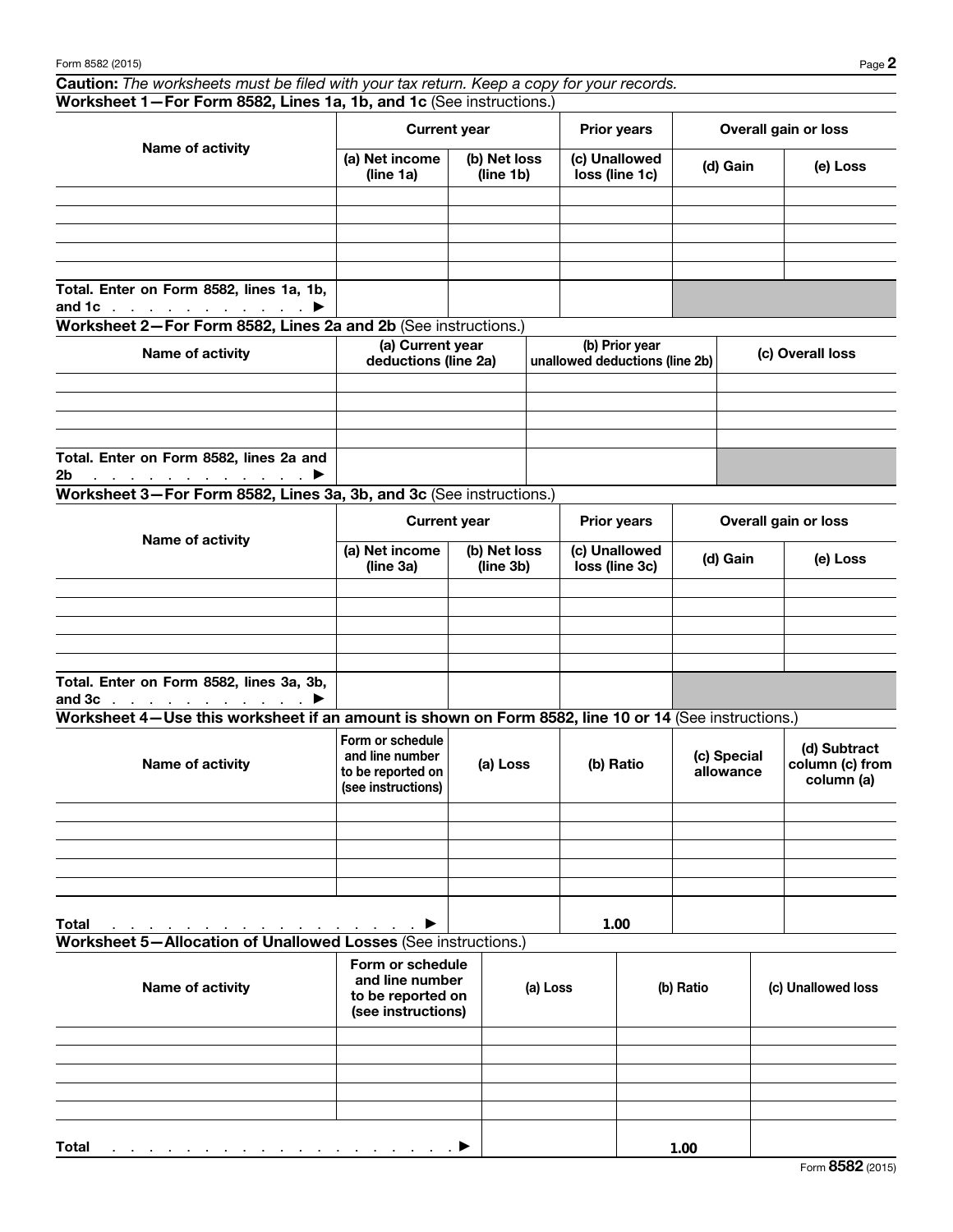**Caution:** *The worksheets must be filed with your tax return. Keep a copy for your records.*

## Worksheet 1—For Form 8582, Lines 1a, 1b, and 1c (See instructions.)

| Name of activity | Current year | | Prior years | Overall gain or loss | |
|---|---|---|---|---|---|
| | (a) Net income (line 1a) | (b) Net loss (line 1b) | (c) Unallowed loss (line 1c) | (d) Gain | (e) Loss |
| | | | | | |
| | | | | | |
| | | | | | |
| | | | | | |
| | | | | | |
| Total. Enter on Form 8582, lines 1a, 1b, and 1c . . . . . . . . . . . . ▶ | | | | | |

## Worksheet 2—For Form 8582, Lines 2a and 2b (See instructions.)

| Name of activity | (a) Current year deductions (line 2a) | (b) Prior year unallowed deductions (line 2b) | (c) Overall loss |
|---|---|---|---|
| | | | |
| | | | |
| | | | |
| | | | |
| Total. Enter on Form 8582, lines 2a and 2b . . . . . . . . . . . . . ▶ | | | |

## Worksheet 3—For Form 8582, Lines 3a, 3b, and 3c (See instructions.)

| Name of activity | Current year | | Prior years | Overall gain or loss | |
|---|---|---|---|---|---|
| | (a) Net income (line 3a) | (b) Net loss (line 3b) | (c) Unallowed loss (line 3c) | (d) Gain | (e) Loss |
| | | | | | |
| | | | | | |
| | | | | | |
| | | | | | |
| | | | | | |
| Total. Enter on Form 8582, lines 3a, 3b, and 3c . . . . . . . . . . . . ▶ | | | | | |

## Worksheet 4—Use this worksheet if an amount is shown on Form 8582, line 10 or 14 (See instructions.)

| Name of activity | Form or schedule and line number to be reported on (see instructions) | (a) Loss | (b) Ratio | (c) Special allowance | (d) Subtract column (c) from column (a) |
|---|---|---|---|---|---|
| | | | | | |
| | | | | | |
| | | | | | |
| | | | | | |
| | | | | | |
| Total . . . . . . . . . . . . . . . . . . . . ▶ | | | 1.00 | | |

## Worksheet 5—Allocation of Unallowed Losses (See instructions.)

| Name of activity | Form or schedule and line number to be reported on (see instructions) | (a) Loss | (b) Ratio | (c) Unallowed loss |
|---|---|---|---|---|
| | | | | |
| | | | | |
| | | | | |
| | | | | |
| | | | | |
| Total . . . . . . . . . . . . . . . . . . . . . . . ▶ | | | 1.00 | |

Form **8582** (2015)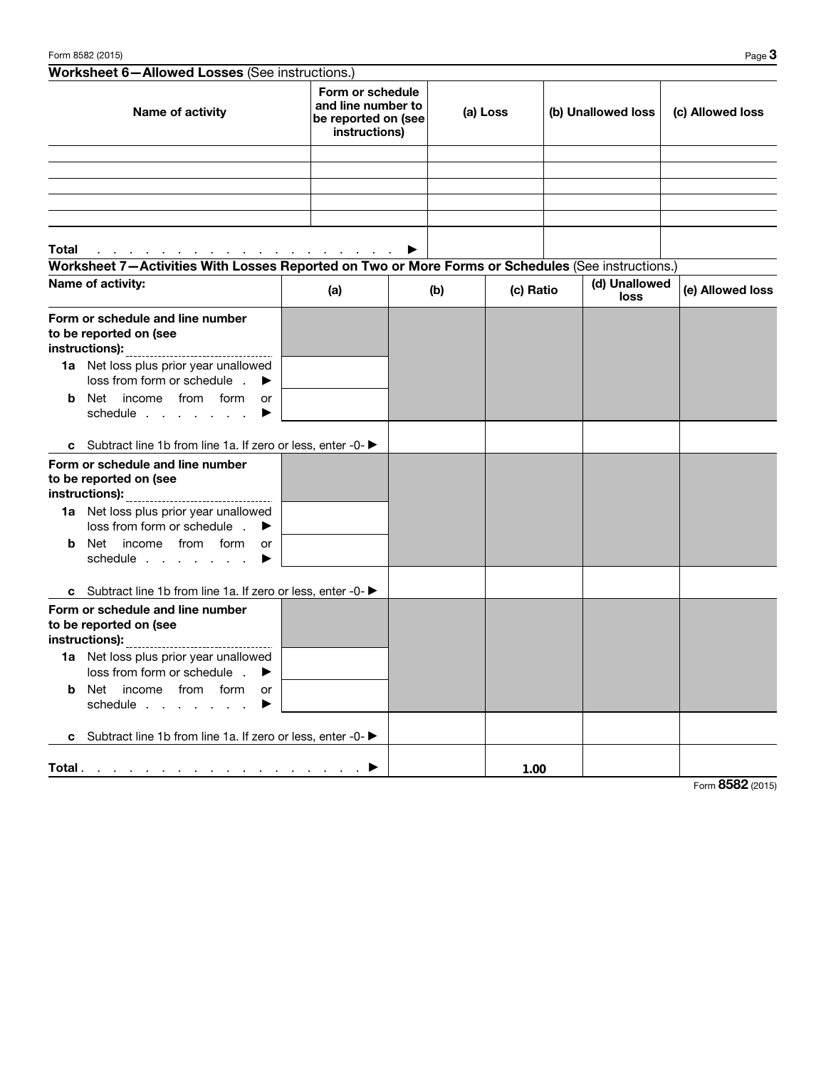## Worksheet 6—Allowed Losses (See instructions.)

| Name of activity | Form or schedule and line number to be reported on (see instructions) | (a) Loss | (b) Unallowed loss | (c) Allowed loss |
|---|---|---|---|---|
| | | | | |
| | | | | |
| | | | | |
| | | | | |
| | | | | |
| **Total** . . . . . . . . . . . . . . . . . . . . . ▶ | | | | |

## Worksheet 7—Activities With Losses Reported on Two or More Forms or Schedules (See instructions.)

| Name of activity: | (a) | (b) | (c) Ratio | (d) Unallowed loss | (e) Allowed loss |
|---|---|---|---|---|---|
| **Form or schedule and line number to be reported on (see instructions):** ______________ | | | | | |
| **1a** Net loss plus prior year unallowed loss from form or schedule . ▶ | | | | | |
| **b** Net income from form or schedule . . . . . . . ▶ | | | | | |
| **c** Subtract line 1b from line 1a. If zero or less, enter -0- ▶ | | | | | |
| **Form or schedule and line number to be reported on (see instructions):** ______________ | | | | | |
| **1a** Net loss plus prior year unallowed loss from form or schedule . ▶ | | | | | |
| **b** Net income from form or schedule . . . . . . . ▶ | | | | | |
| **c** Subtract line 1b from line 1a. If zero or less, enter -0- ▶ | | | | | |
| **Form or schedule and line number to be reported on (see instructions):** ______________ | | | | | |
| **1a** Net loss plus prior year unallowed loss from form or schedule . ▶ | | | | | |
| **b** Net income from form or schedule . . . . . . . ▶ | | | | | |
| **c** Subtract line 1b from line 1a. If zero or less, enter -0- ▶ | | | | | |
| **Total** . . . . . . . . . . . . . . . . . . . ▶ | | | 1.00 | | |

Form **8582** (2015)